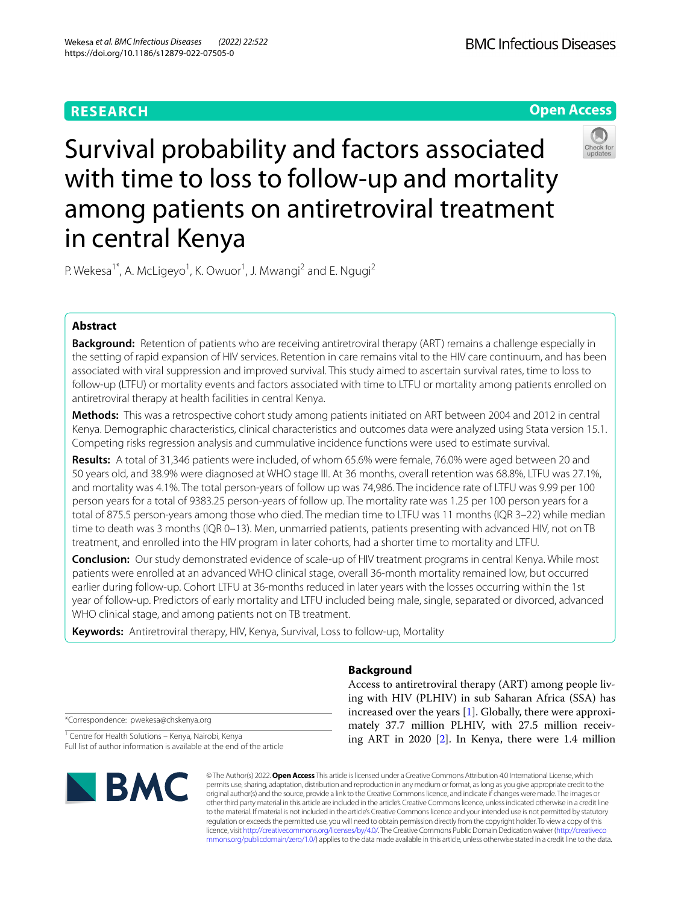**RESEARCH** **Open Access**

# Survival probability and factors associated with time to loss to follow-up and mortality among patients on antiretroviral treatment in central Kenya

P. Wekesa[1*], A. McLigeyo[1], K. Owuor[1], J. Mwangi[2] and E. Ngugi[2]

## Abstract

**Background:** Retention of patients who are receiving antiretroviral therapy (ART) remains a challenge especially in the setting of rapid expansion of HIV services. Retention in care remains vital to the HIV care continuum, and has been associated with viral suppression and improved survival. This study aimed to ascertain survival rates, time to loss to follow-up (LTFU) or mortality events and factors associated with time to LTFU or mortality among patients enrolled on antiretroviral therapy at health facilities in central Kenya.

**Methods:** This was a retrospective cohort study among patients initiated on ART between 2004 and 2012 in central Kenya. Demographic characteristics, clinical characteristics and outcomes data were analyzed using Stata version 15.1. Competing risks regression analysis and cummulative incidence functions were used to estimate survival.

**Results:** A total of 31,346 patients were included, of whom 65.6% were female, 76.0% were aged between 20 and 50 years old, and 38.9% were diagnosed at WHO stage III. At 36 months, overall retention was 68.8%, LTFU was 27.1%, and mortality was 4.1%. The total person-years of follow up was 74,986. The incidence rate of LTFU was 9.99 per 100 person years for a total of 9383.25 person-years of follow up. The mortality rate was 1.25 per 100 person years for a total of 875.5 person-years among those who died. The median time to LTFU was 11 months (IQR 3–22) while median time to death was 3 months (IQR 0–13). Men, unmarried patients, patients presenting with advanced HIV, not on TB treatment, and enrolled into the HIV program in later cohorts, had a shorter time to mortality and LTFU.

**Conclusion:** Our study demonstrated evidence of scale-up of HIV treatment programs in central Kenya. While most patients were enrolled at an advanced WHO clinical stage, overall 36-month mortality remained low, but occurred earlier during follow-up. Cohort LTFU at 36-months reduced in later years with the losses occurring within the 1st year of follow-up. Predictors of early mortality and LTFU included being male, single, separated or divorced, advanced WHO clinical stage, and among patients not on TB treatment.

**Keywords:** Antiretroviral therapy, HIV, Kenya, Survival, Loss to follow-up, Mortality

*Correspondence: pwekesa@chskenya.org

[1] Centre for Health Solutions – Kenya, Nairobi, Kenya
Full list of author information is available at the end of the article

## Background

Access to antiretroviral therapy (ART) among people living with HIV (PLHIV) in sub Saharan Africa (SSA) has increased over the years [1]. Globally, there were approximately 37.7 million PLHIV, with 27.5 million receiving ART in 2020 [2]. In Kenya, there were 1.4 million

© The Author(s) 2022. **Open Access** This article is licensed under a Creative Commons Attribution 4.0 International License, which permits use, sharing, adaptation, distribution and reproduction in any medium or format, as long as you give appropriate credit to the original author(s) and the source, provide a link to the Creative Commons licence, and indicate if changes were made. The images or other third party material in this article are included in the article's Creative Commons licence, unless indicated otherwise in a credit line to the material. If material is not included in the article's Creative Commons licence and your intended use is not permitted by statutory regulation or exceeds the permitted use, you will need to obtain permission directly from the copyright holder. To view a copy of this licence, visit http://creativecommons.org/licenses/by/4.0/. The Creative Commons Public Domain Dedication waiver (http://creativecommons.org/publicdomain/zero/1.0/) applies to the data made available in this article, unless otherwise stated in a credit line to the data.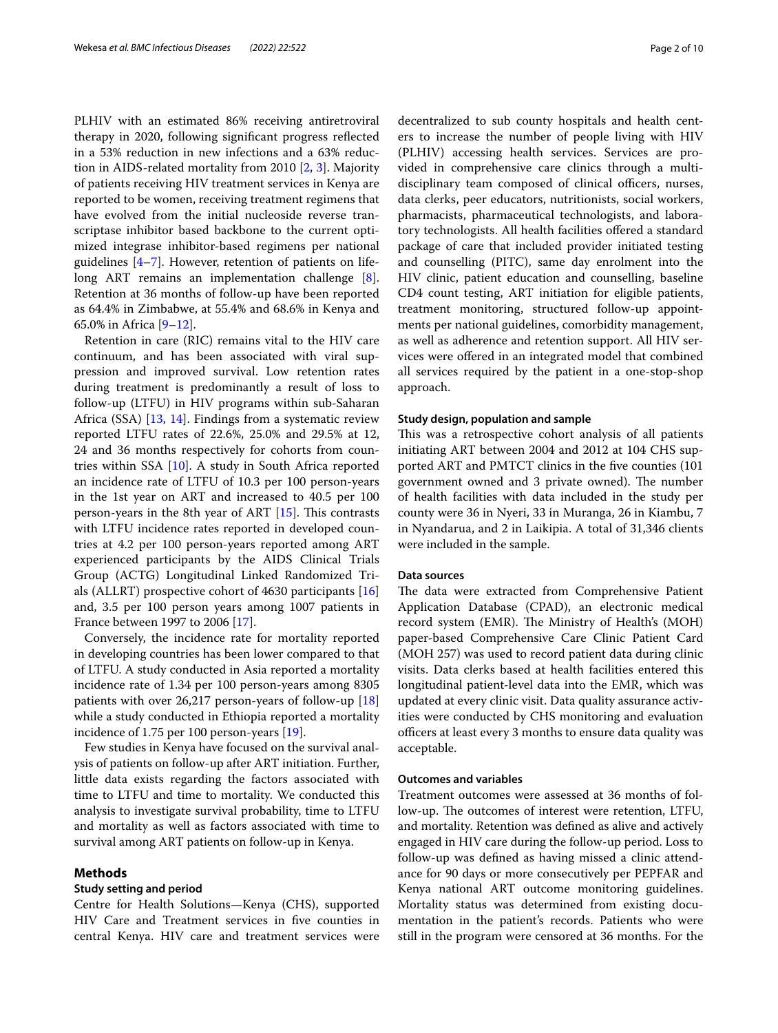PLHIV with an estimated 86% receiving antiretroviral therapy in 2020, following significant progress reflected in a 53% reduction in new infections and a 63% reduction in AIDS-related mortality from 2010 [2, 3]. Majority of patients receiving HIV treatment services in Kenya are reported to be women, receiving treatment regimens that have evolved from the initial nucleoside reverse transcriptase inhibitor based backbone to the current optimized integrase inhibitor-based regimens per national guidelines [4–7]. However, retention of patients on lifelong ART remains an implementation challenge [8]. Retention at 36 months of follow-up have been reported as 64.4% in Zimbabwe, at 55.4% and 68.6% in Kenya and 65.0% in Africa [9–12].

Retention in care (RIC) remains vital to the HIV care continuum, and has been associated with viral suppression and improved survival. Low retention rates during treatment is predominantly a result of loss to follow-up (LTFU) in HIV programs within sub-Saharan Africa (SSA) [13, 14]. Findings from a systematic review reported LTFU rates of 22.6%, 25.0% and 29.5% at 12, 24 and 36 months respectively for cohorts from countries within SSA [10]. A study in South Africa reported an incidence rate of LTFU of 10.3 per 100 person-years in the 1st year on ART and increased to 40.5 per 100 person-years in the 8th year of ART [15]. This contrasts with LTFU incidence rates reported in developed countries at 4.2 per 100 person-years reported among ART experienced participants by the AIDS Clinical Trials Group (ACTG) Longitudinal Linked Randomized Trials (ALLRT) prospective cohort of 4630 participants [16] and, 3.5 per 100 person years among 1007 patients in France between 1997 to 2006 [17].

Conversely, the incidence rate for mortality reported in developing countries has been lower compared to that of LTFU. A study conducted in Asia reported a mortality incidence rate of 1.34 per 100 person-years among 8305 patients with over 26,217 person-years of follow-up [18] while a study conducted in Ethiopia reported a mortality incidence of 1.75 per 100 person-years [19].

Few studies in Kenya have focused on the survival analysis of patients on follow-up after ART initiation. Further, little data exists regarding the factors associated with time to LTFU and time to mortality. We conducted this analysis to investigate survival probability, time to LTFU and mortality as well as factors associated with time to survival among ART patients on follow-up in Kenya.

## Methods

### Study setting and period

Centre for Health Solutions—Kenya (CHS), supported HIV Care and Treatment services in five counties in central Kenya. HIV care and treatment services were decentralized to sub county hospitals and health centers to increase the number of people living with HIV (PLHIV) accessing health services. Services are provided in comprehensive care clinics through a multidisciplinary team composed of clinical officers, nurses, data clerks, peer educators, nutritionists, social workers, pharmacists, pharmaceutical technologists, and laboratory technologists. All health facilities offered a standard package of care that included provider initiated testing and counselling (PITC), same day enrolment into the HIV clinic, patient education and counselling, baseline CD4 count testing, ART initiation for eligible patients, treatment monitoring, structured follow-up appointments per national guidelines, comorbidity management, as well as adherence and retention support. All HIV services were offered in an integrated model that combined all services required by the patient in a one-stop-shop approach.

### Study design, population and sample

This was a retrospective cohort analysis of all patients initiating ART between 2004 and 2012 at 104 CHS supported ART and PMTCT clinics in the five counties (101 government owned and 3 private owned). The number of health facilities with data included in the study per county were 36 in Nyeri, 33 in Muranga, 26 in Kiambu, 7 in Nyandarua, and 2 in Laikipia. A total of 31,346 clients were included in the sample.

### Data sources

The data were extracted from Comprehensive Patient Application Database (CPAD), an electronic medical record system (EMR). The Ministry of Health's (MOH) paper-based Comprehensive Care Clinic Patient Card (MOH 257) was used to record patient data during clinic visits. Data clerks based at health facilities entered this longitudinal patient-level data into the EMR, which was updated at every clinic visit. Data quality assurance activities were conducted by CHS monitoring and evaluation officers at least every 3 months to ensure data quality was acceptable.

### Outcomes and variables

Treatment outcomes were assessed at 36 months of follow-up. The outcomes of interest were retention, LTFU, and mortality. Retention was defined as alive and actively engaged in HIV care during the follow-up period. Loss to follow-up was defined as having missed a clinic attendance for 90 days or more consecutively per PEPFAR and Kenya national ART outcome monitoring guidelines. Mortality status was determined from existing documentation in the patient's records. Patients who were still in the program were censored at 36 months. For the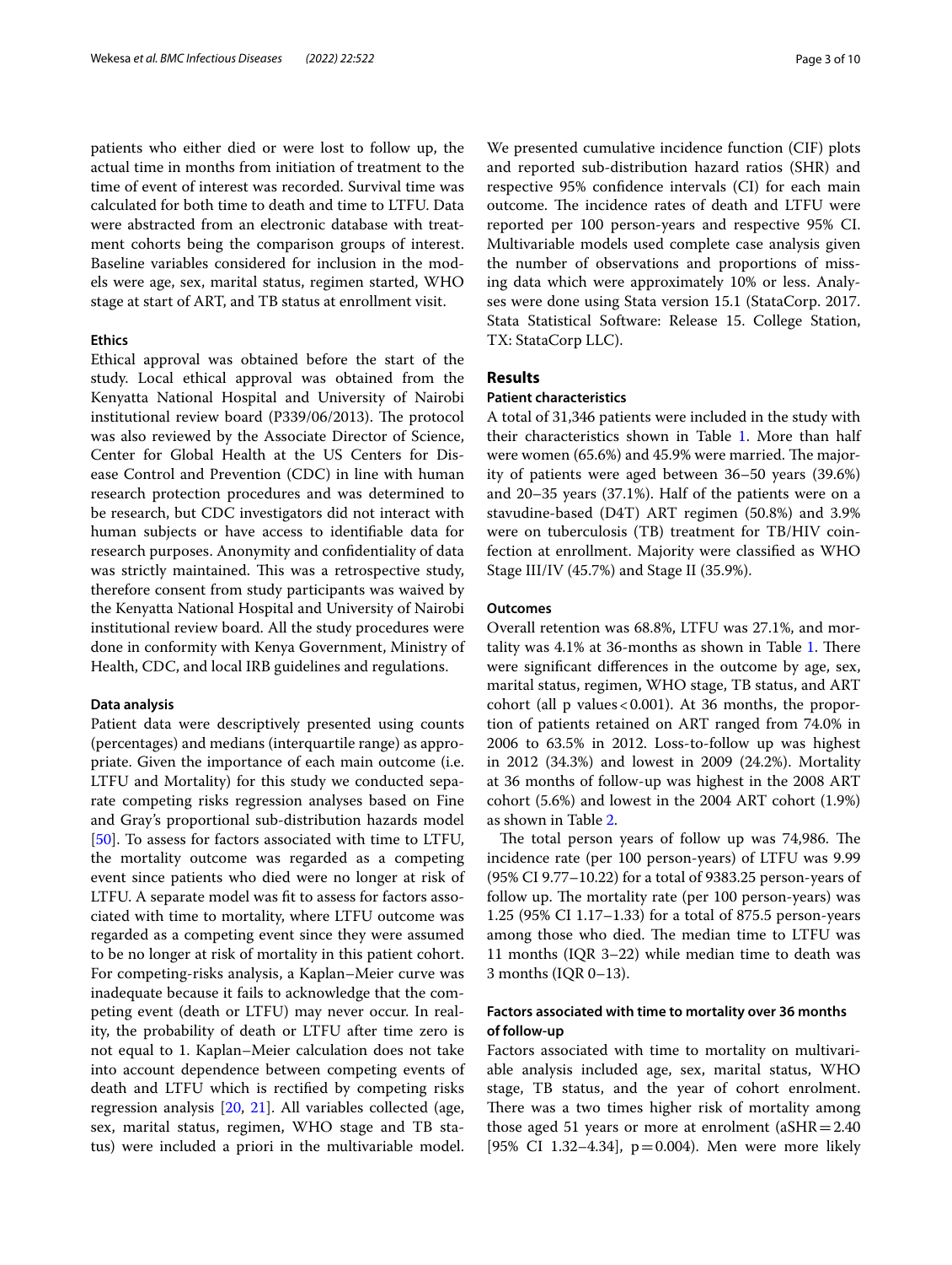patients who either died or were lost to follow up, the actual time in months from initiation of treatment to the time of event of interest was recorded. Survival time was calculated for both time to death and time to LTFU. Data were abstracted from an electronic database with treatment cohorts being the comparison groups of interest. Baseline variables considered for inclusion in the models were age, sex, marital status, regimen started, WHO stage at start of ART, and TB status at enrollment visit.

### Ethics

Ethical approval was obtained before the start of the study. Local ethical approval was obtained from the Kenyatta National Hospital and University of Nairobi institutional review board (P339/06/2013). The protocol was also reviewed by the Associate Director of Science, Center for Global Health at the US Centers for Disease Control and Prevention (CDC) in line with human research protection procedures and was determined to be research, but CDC investigators did not interact with human subjects or have access to identifiable data for research purposes. Anonymity and confidentiality of data was strictly maintained. This was a retrospective study, therefore consent from study participants was waived by the Kenyatta National Hospital and University of Nairobi institutional review board. All the study procedures were done in conformity with Kenya Government, Ministry of Health, CDC, and local IRB guidelines and regulations.

### Data analysis

Patient data were descriptively presented using counts (percentages) and medians (interquartile range) as appropriate. Given the importance of each main outcome (i.e. LTFU and Mortality) for this study we conducted separate competing risks regression analyses based on Fine and Gray's proportional sub-distribution hazards model [50]. To assess for factors associated with time to LTFU, the mortality outcome was regarded as a competing event since patients who died were no longer at risk of LTFU. A separate model was fit to assess for factors associated with time to mortality, where LTFU outcome was regarded as a competing event since they were assumed to be no longer at risk of mortality in this patient cohort. For competing-risks analysis, a Kaplan–Meier curve was inadequate because it fails to acknowledge that the competing event (death or LTFU) may never occur. In reality, the probability of death or LTFU after time zero is not equal to 1. Kaplan–Meier calculation does not take into account dependence between competing events of death and LTFU which is rectified by competing risks regression analysis [20, 21]. All variables collected (age, sex, marital status, regimen, WHO stage and TB status) were included a priori in the multivariable model. We presented cumulative incidence function (CIF) plots and reported sub-distribution hazard ratios (SHR) and respective 95% confidence intervals (CI) for each main outcome. The incidence rates of death and LTFU were reported per 100 person-years and respective 95% CI. Multivariable models used complete case analysis given the number of observations and proportions of missing data which were approximately 10% or less. Analyses were done using Stata version 15.1 (StataCorp. 2017. Stata Statistical Software: Release 15. College Station, TX: StataCorp LLC).

## Results

### Patient characteristics

A total of 31,346 patients were included in the study with their characteristics shown in Table 1. More than half were women (65.6%) and 45.9% were married. The majority of patients were aged between 36–50 years (39.6%) and 20–35 years (37.1%). Half of the patients were on a stavudine-based (D4T) ART regimen (50.8%) and 3.9% were on tuberculosis (TB) treatment for TB/HIV coinfection at enrollment. Majority were classified as WHO Stage III/IV (45.7%) and Stage II (35.9%).

### Outcomes

Overall retention was 68.8%, LTFU was 27.1%, and mortality was 4.1% at 36-months as shown in Table 1. There were significant differences in the outcome by age, sex, marital status, regimen, WHO stage, TB status, and ART cohort (all p values $< 0.001$). At 36 months, the proportion of patients retained on ART ranged from 74.0% in 2006 to 63.5% in 2012. Loss-to-follow up was highest in 2012 (34.3%) and lowest in 2009 (24.2%). Mortality at 36 months of follow-up was highest in the 2008 ART cohort (5.6%) and lowest in the 2004 ART cohort (1.9%) as shown in Table 2.

The total person years of follow up was 74,986. The incidence rate (per 100 person-years) of LTFU was 9.99 (95% CI 9.77–10.22) for a total of 9383.25 person-years of follow up. The mortality rate (per 100 person-years) was 1.25 (95% CI 1.17–1.33) for a total of 875.5 person-years among those who died. The median time to LTFU was 11 months (IQR 3–22) while median time to death was 3 months (IQR 0–13).

### Factors associated with time to mortality over 36 months of follow-up

Factors associated with time to mortality on multivariable analysis included age, sex, marital status, WHO stage, TB status, and the year of cohort enrolment. There was a two times higher risk of mortality among those aged 51 years or more at enrolment (aSHR = 2.40 [95% CI 1.32–4.34], p = 0.004). Men were more likely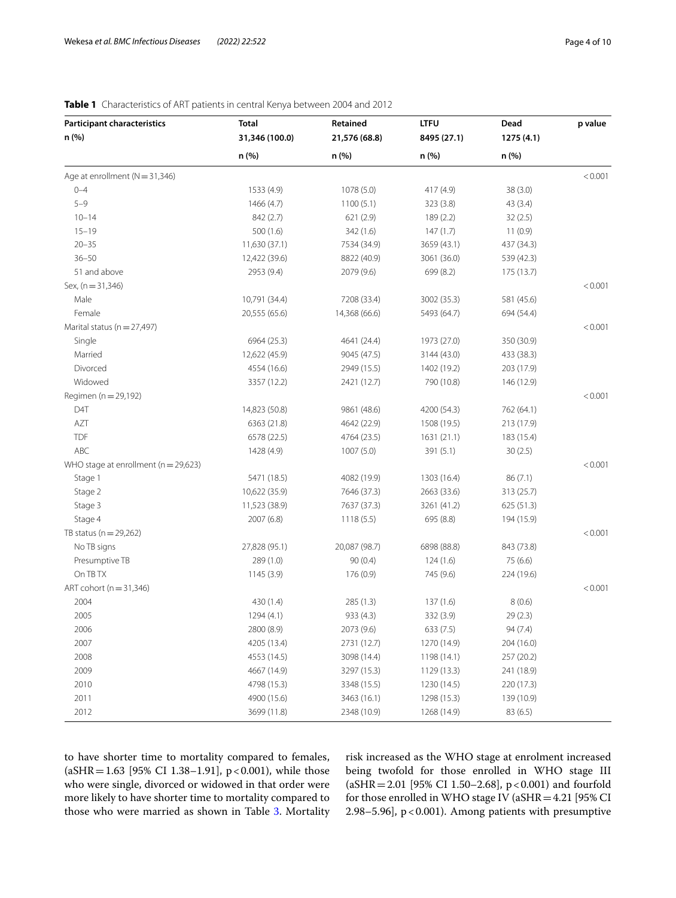**Table 1** Characteristics of ART patients in central Kenya between 2004 and 2012

| Participant characteristics<br>n (%) | Total<br>31,346 (100.0)<br>n (%) | Retained<br>21,576 (68.8)<br>n (%) | LTFU<br>8495 (27.1)<br>n (%) | Dead<br>1275 (4.1)<br>n (%) | p value |
|---|---|---|---|---|---|
| Age at enrollment (N = 31,346) | | | | | < 0.001 |
| 0–4 | 1533 (4.9) | 1078 (5.0) | 417 (4.9) | 38 (3.0) | |
| 5–9 | 1466 (4.7) | 1100 (5.1) | 323 (3.8) | 43 (3.4) | |
| 10–14 | 842 (2.7) | 621 (2.9) | 189 (2.2) | 32 (2.5) | |
| 15–19 | 500 (1.6) | 342 (1.6) | 147 (1.7) | 11 (0.9) | |
| 20–35 | 11,630 (37.1) | 7534 (34.9) | 3659 (43.1) | 437 (34.3) | |
| 36–50 | 12,422 (39.6) | 8822 (40.9) | 3061 (36.0) | 539 (42.3) | |
| 51 and above | 2953 (9.4) | 2079 (9.6) | 699 (8.2) | 175 (13.7) | |
| Sex, (n = 31,346) | | | | | < 0.001 |
| Male | 10,791 (34.4) | 7208 (33.4) | 3002 (35.3) | 581 (45.6) | |
| Female | 20,555 (65.6) | 14,368 (66.6) | 5493 (64.7) | 694 (54.4) | |
| Marital status (n = 27,497) | | | | | < 0.001 |
| Single | 6964 (25.3) | 4641 (24.4) | 1973 (27.0) | 350 (30.9) | |
| Married | 12,622 (45.9) | 9045 (47.5) | 3144 (43.0) | 433 (38.3) | |
| Divorced | 4554 (16.6) | 2949 (15.5) | 1402 (19.2) | 203 (17.9) | |
| Widowed | 3357 (12.2) | 2421 (12.7) | 790 (10.8) | 146 (12.9) | |
| Regimen (n = 29,192) | | | | | < 0.001 |
| D4T | 14,823 (50.8) | 9861 (48.6) | 4200 (54.3) | 762 (64.1) | |
| AZT | 6363 (21.8) | 4642 (22.9) | 1508 (19.5) | 213 (17.9) | |
| TDF | 6578 (22.5) | 4764 (23.5) | 1631 (21.1) | 183 (15.4) | |
| ABC | 1428 (4.9) | 1007 (5.0) | 391 (5.1) | 30 (2.5) | |
| WHO stage at enrollment (n = 29,623) | | | | | < 0.001 |
| Stage 1 | 5471 (18.5) | 4082 (19.9) | 1303 (16.4) | 86 (7.1) | |
| Stage 2 | 10,622 (35.9) | 7646 (37.3) | 2663 (33.6) | 313 (25.7) | |
| Stage 3 | 11,523 (38.9) | 7637 (37.3) | 3261 (41.2) | 625 (51.3) | |
| Stage 4 | 2007 (6.8) | 1118 (5.5) | 695 (8.8) | 194 (15.9) | |
| TB status (n = 29,262) | | | | | < 0.001 |
| No TB signs | 27,828 (95.1) | 20,087 (98.7) | 6898 (88.8) | 843 (73.8) | |
| Presumptive TB | 289 (1.0) | 90 (0.4) | 124 (1.6) | 75 (6.6) | |
| On TB TX | 1145 (3.9) | 176 (0.9) | 745 (9.6) | 224 (19.6) | |
| ART cohort (n = 31,346) | | | | | < 0.001 |
| 2004 | 430 (1.4) | 285 (1.3) | 137 (1.6) | 8 (0.6) | |
| 2005 | 1294 (4.1) | 933 (4.3) | 332 (3.9) | 29 (2.3) | |
| 2006 | 2800 (8.9) | 2073 (9.6) | 633 (7.5) | 94 (7.4) | |
| 2007 | 4205 (13.4) | 2731 (12.7) | 1270 (14.9) | 204 (16.0) | |
| 2008 | 4553 (14.5) | 3098 (14.4) | 1198 (14.1) | 257 (20.2) | |
| 2009 | 4667 (14.9) | 3297 (15.3) | 1129 (13.3) | 241 (18.9) | |
| 2010 | 4798 (15.3) | 3348 (15.5) | 1230 (14.5) | 220 (17.3) | |
| 2011 | 4900 (15.6) | 3463 (16.1) | 1298 (15.3) | 139 (10.9) | |
| 2012 | 3699 (11.8) | 2348 (10.9) | 1268 (14.9) | 83 (6.5) | |

to have shorter time to mortality compared to females, (aSHR = 1.63 [95% CI 1.38–1.91], $p < 0.001$), while those who were single, divorced or widowed in that order were more likely to have shorter time to mortality compared to those who were married as shown in Table 3. Mortality risk increased as the WHO stage at enrolment increased being twofold for those enrolled in WHO stage III (aSHR = 2.01 [95% CI 1.50–2.68], $p < 0.001$) and fourfold for those enrolled in WHO stage IV (aSHR = 4.21 [95% CI 2.98–5.96], $p < 0.001$). Among patients with presumptive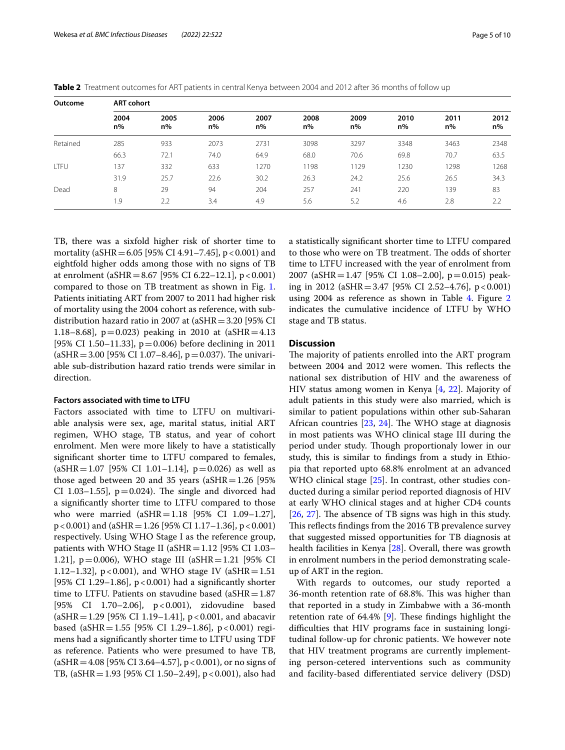**Table 2** Treatment outcomes for ART patients in central Kenya between 2004 and 2012 after 36 months of follow up

| Outcome | ART cohort | | | | | | | | |
|---|---|---|---|---|---|---|---|---|---|
| | 2004 n% | 2005 n% | 2006 n% | 2007 n% | 2008 n% | 2009 n% | 2010 n% | 2011 n% | 2012 n% |
| Retained | 285 | 933 | 2073 | 2731 | 3098 | 3297 | 3348 | 3463 | 2348 |
| | 66.3 | 72.1 | 74.0 | 64.9 | 68.0 | 70.6 | 69.8 | 70.7 | 63.5 |
| LTFU | 137 | 332 | 633 | 1270 | 1198 | 1129 | 1230 | 1298 | 1268 |
| | 31.9 | 25.7 | 22.6 | 30.2 | 26.3 | 24.2 | 25.6 | 26.5 | 34.3 |
| Dead | 8 | 29 | 94 | 204 | 257 | 241 | 220 | 139 | 83 |
| | 1.9 | 2.2 | 3.4 | 4.9 | 5.6 | 5.2 | 4.6 | 2.8 | 2.2 |

TB, there was a sixfold higher risk of shorter time to mortality (aSHR = 6.05 [95% CI 4.91–7.45], p < 0.001) and eightfold higher odds among those with no signs of TB at enrolment (aSHR = 8.67 [95% CI 6.22–12.1], p < 0.001) compared to those on TB treatment as shown in Fig. 1. Patients initiating ART from 2007 to 2011 had higher risk of mortality using the 2004 cohort as reference, with sub-distribution hazard ratio in 2007 at (aSHR = 3.20 [95% CI 1.18–8.68], p = 0.023) peaking in 2010 at (aSHR = 4.13 [95% CI 1.50–11.33], p = 0.006) before declining in 2011 (aSHR = 3.00 [95% CI 1.07–8.46], p = 0.037). The univariable sub-distribution hazard ratio trends were similar in direction.

#### Factors associated with time to LTFU

Factors associated with time to LTFU on multivariable analysis were sex, age, marital status, initial ART regimen, WHO stage, TB status, and year of cohort enrolment. Men were more likely to have a statistically significant shorter time to LTFU compared to females, (aSHR = 1.07 [95% CI 1.01–1.14], p = 0.026) as well as those aged between 20 and 35 years (aSHR = 1.26 [95% CI 1.03–1.55], p = 0.024). The single and divorced had a significantly shorter time to LTFU compared to those who were married (aSHR = 1.18 [95% CI 1.09–1.27], p < 0.001) and (aSHR = 1.26 [95% CI 1.17–1.36], p < 0.001) respectively. Using WHO Stage I as the reference group, patients with WHO Stage II (aSHR = 1.12 [95% CI 1.03–1.21], p = 0.006), WHO stage III (aSHR = 1.21 [95% CI 1.12–1.32], p < 0.001), and WHO stage IV (aSHR = 1.51 [95% CI 1.29–1.86], p < 0.001) had a significantly shorter time to LTFU. Patients on stavudine based (aSHR = 1.87 [95% CI 1.70–2.06], p < 0.001), zidovudine based (aSHR = 1.29 [95% CI 1.19–1.41], p < 0.001, and abacavir based (aSHR = 1.55 [95% CI 1.29–1.86], p < 0.001) regimens had a significantly shorter time to LTFU using TDF as reference. Patients who were presumed to have TB, (aSHR = 4.08 [95% CI 3.64–4.57], p < 0.001), or no signs of TB, (aSHR = 1.93 [95% CI 1.50–2.49], p < 0.001), also had a statistically significant shorter time to LTFU compared to those who were on TB treatment. The odds of shorter time to LTFU increased with the year of enrolment from 2007 (aSHR = 1.47 [95% CI 1.08–2.00], p = 0.015) peaking in 2012 (aSHR = 3.47 [95% CI 2.52–4.76], p < 0.001) using 2004 as reference as shown in Table 4. Figure 2 indicates the cumulative incidence of LTFU by WHO stage and TB status.

## Discussion

The majority of patients enrolled into the ART program between 2004 and 2012 were women. This reflects the national sex distribution of HIV and the awareness of HIV status among women in Kenya [4, 22]. Majority of adult patients in this study were also married, which is similar to patient populations within other sub-Saharan African countries [23, 24]. The WHO stage at diagnosis in most patients was WHO clinical stage III during the period under study. Though proportionaly lower in our study, this is similar to findings from a study in Ethiopia that reported upto 68.8% enrolment at an advanced WHO clinical stage [25]. In contrast, other studies conducted during a similar period reported diagnosis of HIV at early WHO clinical stages and at higher CD4 counts [26, 27]. The absence of TB signs was high in this study. This reflects findings from the 2016 TB prevalence survey that suggested missed opportunities for TB diagnosis at health facilities in Kenya [28]. Overall, there was growth in enrolment numbers in the period demonstrating scale-up of ART in the region.

With regards to outcomes, our study reported a 36-month retention rate of 68.8%. This was higher than that reported in a study in Zimbabwe with a 36-month retention rate of 64.4% [9]. These findings highlight the difficulties that HIV programs face in sustaining longitudinal follow-up for chronic patients. We however note that HIV treatment programs are currently implementing person-cetered interventions such as community and facility-based differentiated service delivery (DSD)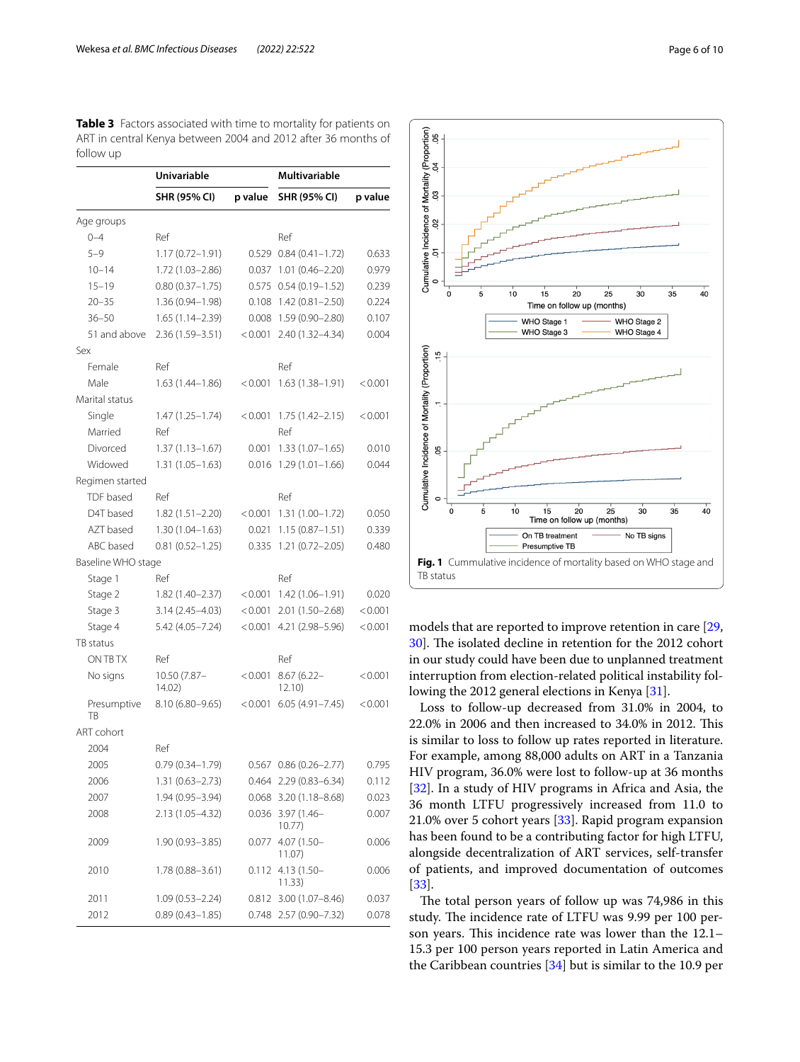**Table 3** Factors associated with time to mortality for patients on ART in central Kenya between 2004 and 2012 after 36 months of follow up

| | Univariable | | Multivariable | |
|---|---|---|---|---|
| | SHR (95% CI) | p value | SHR (95% CI) | p value |
| Age groups | | | | |
| 0–4 | Ref | | Ref | |
| 5–9 | 1.17 (0.72–1.91) | 0.529 | 0.84 (0.41–1.72) | 0.633 |
| 10–14 | 1.72 (1.03–2.86) | 0.037 | 1.01 (0.46–2.20) | 0.979 |
| 15–19 | 0.80 (0.37–1.75) | 0.575 | 0.54 (0.19–1.52) | 0.239 |
| 20–35 | 1.36 (0.94–1.98) | 0.108 | 1.42 (0.81–2.50) | 0.224 |
| 36–50 | 1.65 (1.14–2.39) | 0.008 | 1.59 (0.90–2.80) | 0.107 |
| 51 and above | 2.36 (1.59–3.51) | <0.001 | 2.40 (1.32–4.34) | 0.004 |
| Sex | | | | |
| Female | Ref | | Ref | |
| Male | 1.63 (1.44–1.86) | <0.001 | 1.63 (1.38–1.91) | <0.001 |
| Marital status | | | | |
| Single | 1.47 (1.25–1.74) | <0.001 | 1.75 (1.42–2.15) | <0.001 |
| Married | Ref | | Ref | |
| Divorced | 1.37 (1.13–1.67) | 0.001 | 1.33 (1.07–1.65) | 0.010 |
| Widowed | 1.31 (1.05–1.63) | 0.016 | 1.29 (1.01–1.66) | 0.044 |
| Regimen started | | | | |
| TDF based | Ref | | Ref | |
| D4T based | 1.82 (1.51–2.20) | <0.001 | 1.31 (1.00–1.72) | 0.050 |
| AZT based | 1.30 (1.04–1.63) | 0.021 | 1.15 (0.87–1.51) | 0.339 |
| ABC based | 0.81 (0.52–1.25) | 0.335 | 1.21 (0.72–2.05) | 0.480 |
| Baseline WHO stage | | | | |
| Stage 1 | Ref | | Ref | |
| Stage 2 | 1.82 (1.40–2.37) | <0.001 | 1.42 (1.06–1.91) | 0.020 |
| Stage 3 | 3.14 (2.45–4.03) | <0.001 | 2.01 (1.50–2.68) | <0.001 |
| Stage 4 | 5.42 (4.05–7.24) | <0.001 | 4.21 (2.98–5.96) | <0.001 |
| TB status | | | | |
| ON TB TX | Ref | | Ref | |
| No signs | 10.50 (7.87–14.02) | <0.001 | 8.67 (6.22–12.10) | <0.001 |
| Presumptive TB | 8.10 (6.80–9.65) | <0.001 | 6.05 (4.91–7.45) | <0.001 |
| ART cohort | | | | |
| 2004 | Ref | | | |
| 2005 | 0.79 (0.34–1.79) | 0.567 | 0.86 (0.26–2.77) | 0.795 |
| 2006 | 1.31 (0.63–2.73) | 0.464 | 2.29 (0.83–6.34) | 0.112 |
| 2007 | 1.94 (0.95–3.94) | 0.068 | 3.20 (1.18–8.68) | 0.023 |
| 2008 | 2.13 (1.05–4.32) | 0.036 | 3.97 (1.46–10.77) | 0.007 |
| 2009 | 1.90 (0.93–3.85) | 0.077 | 4.07 (1.50–11.07) | 0.006 |
| 2010 | 1.78 (0.88–3.61) | 0.112 | 4.13 (1.50–11.33) | 0.006 |
| 2011 | 1.09 (0.53–2.24) | 0.812 | 3.00 (1.07–8.46) | 0.037 |
| 2012 | 0.89 (0.43–1.85) | 0.748 | 2.57 (0.90–7.32) | 0.078 |

**Fig. 1** Cummulative incidence of mortality based on WHO stage and TB status

models that are reported to improve retention in care [29, 30]. The isolated decline in retention for the 2012 cohort in our study could have been due to unplanned treatment interruption from election-related political instability following the 2012 general elections in Kenya [31].

Loss to follow-up decreased from 31.0% in 2004, to 22.0% in 2006 and then increased to 34.0% in 2012. This is similar to loss to follow up rates reported in literature. For example, among 88,000 adults on ART in a Tanzania HIV program, 36.0% were lost to follow-up at 36 months [32]. In a study of HIV programs in Africa and Asia, the 36 month LTFU progressively increased from 11.0 to 21.0% over 5 cohort years [33]. Rapid program expansion has been found to be a contributing factor for high LTFU, alongside decentralization of ART services, self-transfer of patients, and improved documentation of outcomes [33].

The total person years of follow up was 74,986 in this study. The incidence rate of LTFU was 9.99 per 100 person years. This incidence rate was lower than the 12.1–15.3 per 100 person years reported in Latin America and the Caribbean countries [34] but is similar to the 10.9 per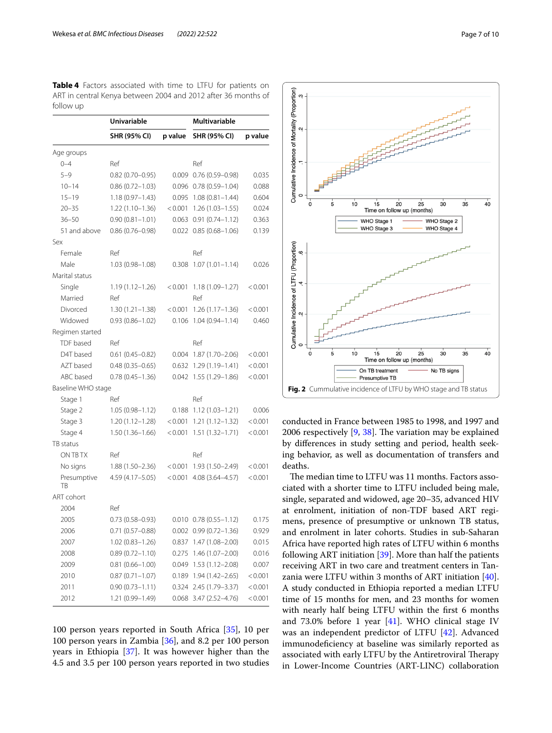**Table 4** Factors associated with time to LTFU for patients on ART in central Kenya between 2004 and 2012 after 36 months of follow up

| | Univariable | | Multivariable | |
|---|---|---|---|---|
| | SHR (95% CI) | p value | SHR (95% CI) | p value |
| Age groups | | | | |
| 0–4 | Ref | | Ref | |
| 5–9 | 0.82 (0.70–0.95) | 0.009 | 0.76 (0.59–0.98) | 0.035 |
| 10–14 | 0.86 (0.72–1.03) | 0.096 | 0.78 (0.59–1.04) | 0.088 |
| 15–19 | 1.18 (0.97–1.43) | 0.095 | 1.08 (0.81–1.44) | 0.604 |
| 20–35 | 1.22 (1.10–1.36) | < 0.001 | 1.26 (1.03–1.55) | 0.024 |
| 36–50 | 0.90 (0.81–1.01) | 0.063 | 0.91 (0.74–1.12) | 0.363 |
| 51 and above | 0.86 (0.76–0.98) | 0.022 | 0.85 (0.68–1.06) | 0.139 |
| Sex | | | | |
| Female | Ref | | Ref | |
| Male | 1.03 (0.98–1.08) | 0.308 | 1.07 (1.01–1.14) | 0.026 |
| Marital status | | | | |
| Single | 1.19 (1.12–1.26) | < 0.001 | 1.18 (1.09–1.27) | < 0.001 |
| Married | Ref | | Ref | |
| Divorced | 1.30 (1.21–1.38) | < 0.001 | 1.26 (1.17–1.36) | < 0.001 |
| Widowed | 0.93 (0.86–1.02) | 0.106 | 1.04 (0.94–1.14) | 0.460 |
| Regimen started | | | | |
| TDF based | Ref | | Ref | |
| D4T based | 0.61 (0.45–0.82) | 0.004 | 1.87 (1.70–2.06) | < 0.001 |
| AZT based | 0.48 (0.35–0.65) | 0.632 | 1.29 (1.19–1.41) | < 0.001 |
| ABC based | 0.78 (0.45–1.36) | 0.042 | 1.55 (1.29–1.86) | < 0.001 |
| Baseline WHO stage | | | | |
| Stage 1 | Ref | | Ref | |
| Stage 2 | 1.05 (0.98–1.12) | 0.188 | 1.12 (1.03–1.21) | 0.006 |
| Stage 3 | 1.20 (1.12–1.28) | < 0.001 | 1.21 (1.12–1.32) | < 0.001 |
| Stage 4 | 1.50 (1.36–1.66) | < 0.001 | 1.51 (1.32–1.71) | < 0.001 |
| TB status | | | | |
| ON TB TX | Ref | | Ref | |
| No signs | 1.88 (1.50–2.36) | < 0.001 | 1.93 (1.50–2.49) | < 0.001 |
| Presumptive TB | 4.59 (4.17–5.05) | < 0.001 | 4.08 (3.64–4.57) | < 0.001 |
| ART cohort | | | | |
| 2004 | Ref | | | |
| 2005 | 0.73 (0.58–0.93) | 0.010 | 0.78 (0.55–1.12) | 0.175 |
| 2006 | 0.71 (0.57–0.88) | 0.002 | 0.99 (0.72–1.36) | 0.929 |
| 2007 | 1.02 (0.83–1.26) | 0.837 | 1.47 (1.08–2.00) | 0.015 |
| 2008 | 0.89 (0.72–1.10) | 0.275 | 1.46 (1.07–2.00) | 0.016 |
| 2009 | 0.81 (0.66–1.00) | 0.049 | 1.53 (1.12–2.08) | 0.007 |
| 2010 | 0.87 (0.71–1.07) | 0.189 | 1.94 (1.42–2.65) | < 0.001 |
| 2011 | 0.90 (0.73–1.11) | 0.324 | 2.45 (1.79–3.37) | < 0.001 |
| 2012 | 1.21 (0.99–1.49) | 0.068 | 3.47 (2.52–4.76) | < 0.001 |

**Fig. 2** Cummulative incidence of LTFU by WHO stage and TB status

100 person years reported in South Africa [35], 10 per 100 person years in Zambia [36], and 8.2 per 100 person years in Ethiopia [37]. It was however higher than the 4.5 and 3.5 per 100 person years reported in two studies conducted in France between 1985 to 1998, and 1997 and 2006 respectively [9, 38]. The variation may be explained by differences in study setting and period, health seeking behavior, as well as documentation of transfers and deaths.

The median time to LTFU was 11 months. Factors associated with a shorter time to LTFU included being male, single, separated and widowed, age 20–35, advanced HIV at enrolment, initiation of non-TDF based ART regimens, presence of presumptive or unknown TB status, and enrolment in later cohorts. Studies in sub-Saharan Africa have reported high rates of LTFU within 6 months following ART initiation [39]. More than half the patients receiving ART in two care and treatment centers in Tanzania were LTFU within 3 months of ART initiation [40]. A study conducted in Ethiopia reported a median LTFU time of 15 months for men, and 23 months for women with nearly half being LTFU within the first 6 months and 73.0% before 1 year [41]. WHO clinical stage IV was an independent predictor of LTFU [42]. Advanced immunodeficiency at baseline was similarly reported as associated with early LTFU by the Antiretroviral Therapy in Lower-Income Countries (ART-LINC) collaboration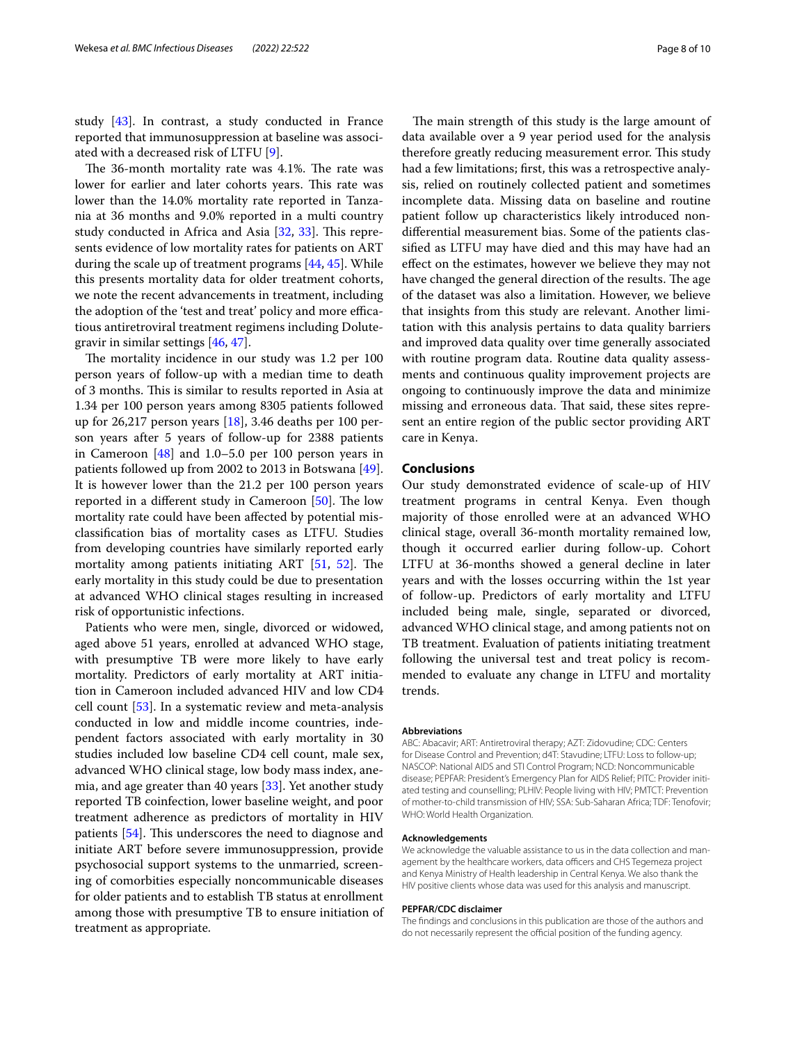study [43]. In contrast, a study conducted in France reported that immunosuppression at baseline was associated with a decreased risk of LTFU [9].

The 36-month mortality rate was 4.1%. The rate was lower for earlier and later cohorts years. This rate was lower than the 14.0% mortality rate reported in Tanzania at 36 months and 9.0% reported in a multi country study conducted in Africa and Asia [32, 33]. This represents evidence of low mortality rates for patients on ART during the scale up of treatment programs [44, 45]. While this presents mortality data for older treatment cohorts, we note the recent advancements in treatment, including the adoption of the 'test and treat' policy and more efficacious antiretroviral treatment regimens including Dolutegravir in similar settings [46, 47].

The mortality incidence in our study was 1.2 per 100 person years of follow-up with a median time to death of 3 months. This is similar to results reported in Asia at 1.34 per 100 person years among 8305 patients followed up for 26,217 person years [18], 3.46 deaths per 100 person years after 5 years of follow-up for 2388 patients in Cameroon [48] and 1.0–5.0 per 100 person years in patients followed up from 2002 to 2013 in Botswana [49]. It is however lower than the 21.2 per 100 person years reported in a different study in Cameroon [50]. The low mortality rate could have been affected by potential misclassification bias of mortality cases as LTFU. Studies from developing countries have similarly reported early mortality among patients initiating ART [51, 52]. The early mortality in this study could be due to presentation at advanced WHO clinical stages resulting in increased risk of opportunistic infections.

Patients who were men, single, divorced or widowed, aged above 51 years, enrolled at advanced WHO stage, with presumptive TB were more likely to have early mortality. Predictors of early mortality at ART initiation in Cameroon included advanced HIV and low CD4 cell count [53]. In a systematic review and meta-analysis conducted in low and middle income countries, independent factors associated with early mortality in 30 studies included low baseline CD4 cell count, male sex, advanced WHO clinical stage, low body mass index, anemia, and age greater than 40 years [33]. Yet another study reported TB coinfection, lower baseline weight, and poor treatment adherence as predictors of mortality in HIV patients [54]. This underscores the need to diagnose and initiate ART before severe immunosuppression, provide psychosocial support systems to the unmarried, screening of comorbities especially noncommunicable diseases for older patients and to establish TB status at enrollment among those with presumptive TB to ensure initiation of treatment as appropriate.

The main strength of this study is the large amount of data available over a 9 year period used for the analysis therefore greatly reducing measurement error. This study had a few limitations; first, this was a retrospective analysis, relied on routinely collected patient and sometimes incomplete data. Missing data on baseline and routine patient follow up characteristics likely introduced non-differential measurement bias. Some of the patients classified as LTFU may have died and this may have had an effect on the estimates, however we believe they may not have changed the general direction of the results. The age of the dataset was also a limitation. However, we believe that insights from this study are relevant. Another limitation with this analysis pertains to data quality barriers and improved data quality over time generally associated with routine program data. Routine data quality assessments and continuous quality improvement projects are ongoing to continuously improve the data and minimize missing and erroneous data. That said, these sites represent an entire region of the public sector providing ART care in Kenya.

## Conclusions

Our study demonstrated evidence of scale-up of HIV treatment programs in central Kenya. Even though majority of those enrolled were at an advanced WHO clinical stage, overall 36-month mortality remained low, though it occurred earlier during follow-up. Cohort LTFU at 36-months showed a general decline in later years and with the losses occurring within the 1st year of follow-up. Predictors of early mortality and LTFU included being male, single, separated or divorced, advanced WHO clinical stage, and among patients not on TB treatment. Evaluation of patients initiating treatment following the universal test and treat policy is recommended to evaluate any change in LTFU and mortality trends.

#### Abbreviations

ABC: Abacavir; ART: Antiretroviral therapy; AZT: Zidovudine; CDC: Centers for Disease Control and Prevention; d4T: Stavudine; LTFU: Loss to follow-up; NASCOP: National AIDS and STI Control Program; NCD: Noncommunicable disease; PEPFAR: President's Emergency Plan for AIDS Relief; PITC: Provider initiated testing and counselling; PLHIV: People living with HIV; PMTCT: Prevention of mother-to-child transmission of HIV; SSA: Sub-Saharan Africa; TDF: Tenofovir; WHO: World Health Organization.

#### Acknowledgements

We acknowledge the valuable assistance to us in the data collection and management by the healthcare workers, data officers and CHS Tegemeza project and Kenya Ministry of Health leadership in Central Kenya. We also thank the HIV positive clients whose data was used for this analysis and manuscript.

#### PEPFAR/CDC disclaimer

The findings and conclusions in this publication are those of the authors and do not necessarily represent the official position of the funding agency.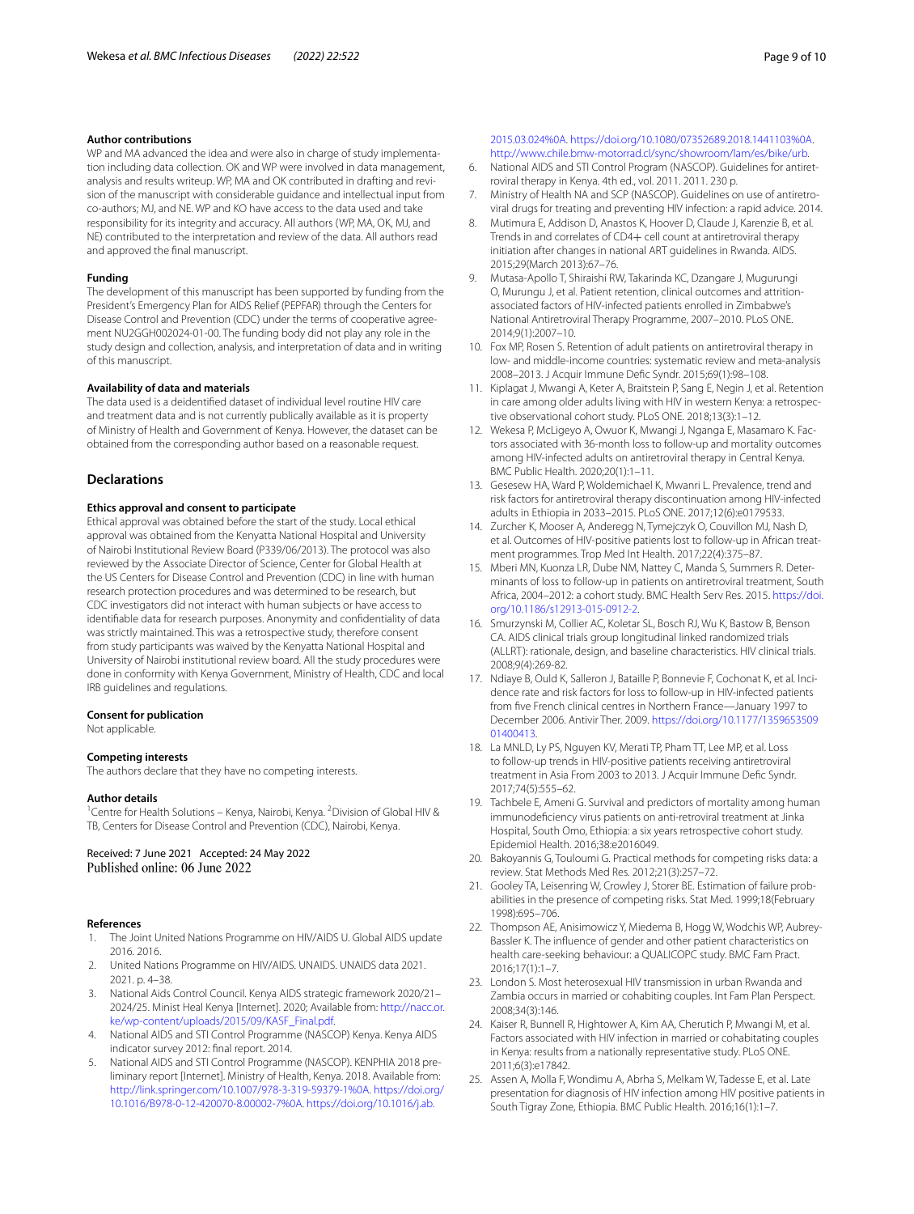### Author contributions

WP and MA advanced the idea and were also in charge of study implementation including data collection. OK and WP were involved in data management, analysis and results writeup. WP, MA and OK contributed in drafting and revision of the manuscript with considerable guidance and intellectual input from co-authors; MJ, and NE. WP and KO have access to the data used and take responsibility for its integrity and accuracy. All authors (WP, MA, OK, MJ, and NE) contributed to the interpretation and review of the data. All authors read and approved the final manuscript.

### Funding

The development of this manuscript has been supported by funding from the President's Emergency Plan for AIDS Relief (PEPFAR) through the Centers for Disease Control and Prevention (CDC) under the terms of cooperative agreement NU2GGH002024-01-00. The funding body did not play any role in the study design and collection, analysis, and interpretation of data and in writing of this manuscript.

### Availability of data and materials

The data used is a deidentified dataset of individual level routine HIV care and treatment data and is not currently publically available as it is property of Ministry of Health and Government of Kenya. However, the dataset can be obtained from the corresponding author based on a reasonable request.

## Declarations

### Ethics approval and consent to participate

Ethical approval was obtained before the start of the study. Local ethical approval was obtained from the Kenyatta National Hospital and University of Nairobi Institutional Review Board (P339/06/2013). The protocol was also reviewed by the Associate Director of Science, Center for Global Health at the US Centers for Disease Control and Prevention (CDC) in line with human research protection procedures and was determined to be research, but CDC investigators did not interact with human subjects or have access to identifiable data for research purposes. Anonymity and confidentiality of data was strictly maintained. This was a retrospective study, therefore consent from study participants was waived by the Kenyatta National Hospital and University of Nairobi institutional review board. All the study procedures were done in conformity with Kenya Government, Ministry of Health, CDC and local IRB guidelines and regulations.

### Consent for publication

Not applicable.

### Competing interests

The authors declare that they have no competing interests.

### Author details

[1]Centre for Health Solutions – Kenya, Nairobi, Kenya. [2]Division of Global HIV & TB, Centers for Disease Control and Prevention (CDC), Nairobi, Kenya.

Received: 7 June 2021 Accepted: 24 May 2022
Published online: 06 June 2022

### References

1. The Joint United Nations Programme on HIV/AIDS U. Global AIDS update 2016. 2016.
2. United Nations Programme on HIV/AIDS. UNAIDS. UNAIDS data 2021. 2021. p. 4–38.
3. National Aids Control Council. Kenya AIDS strategic framework 2020/21–2024/25. Minist Heal Kenya [Internet]. 2020; Available from: http://nacc.or.ke/wp-content/uploads/2015/09/KASF_Final.pdf.
4. National AIDS and STI Control Programme (NASCOP) Kenya. Kenya AIDS indicator survey 2012: final report. 2014.
5. National AIDS and STI Control Programme (NASCOP). KENPHIA 2018 preliminary report [Internet]. Ministry of Health, Kenya. 2018. Available from: http://link.springer.com/10.1007/978-3-319-59379-1%0A. https://doi.org/10.1016/B978-0-12-420070-8.00002-7%0A. https://doi.org/10.1016/j.ab.2015.03.024%0A. https://doi.org/10.1080/07352689.2018.1441103%0A. http://www.chile.bmw-motorrad.cl/sync/showroom/lam/es/bike/urb.
6. National AIDS and STI Control Program (NASCOP). Guidelines for antiretroviral therapy in Kenya. 4th ed., vol. 2011. 2011. 230 p.
7. Ministry of Health NA and SCP (NASCOP). Guidelines on use of antiretroviral drugs for treating and preventing HIV infection: a rapid advice. 2014.
8. Mutimura E, Addison D, Anastos K, Hoover D, Claude J, Karenzie B, et al. Trends in and correlates of CD4+ cell count at antiretroviral therapy initiation after changes in national ART guidelines in Rwanda. AIDS. 2015;29(March 2013):67–76.
9. Mutasa-Apollo T, Shiraishi RW, Takarinda KC, Dzangare J, Mugurungi O, Murungu J, et al. Patient retention, clinical outcomes and attrition-associated factors of HIV-infected patients enrolled in Zimbabwe's National Antiretroviral Therapy Programme, 2007–2010. PLoS ONE. 2014;9(1):2007–10.
10. Fox MP, Rosen S. Retention of adult patients on antiretroviral therapy in low- and middle-income countries: systematic review and meta-analysis 2008–2013. J Acquir Immune Defic Syndr. 2015;69(1):98–108.
11. Kiplagat J, Mwangi A, Keter A, Braitstein P, Sang E, Negin J, et al. Retention in care among older adults living with HIV in western Kenya: a retrospective observational cohort study. PLoS ONE. 2018;13(3):1–12.
12. Wekesa P, McLigeyo A, Owuor K, Mwangi J, Nganga E, Masamaro K. Factors associated with 36-month loss to follow-up and mortality outcomes among HIV-infected adults on antiretroviral therapy in Central Kenya. BMC Public Health. 2020;20(1):1–11.
13. Gesesew HA, Ward P, Woldemichael K, Mwanri L. Prevalence, trend and risk factors for antiretroviral therapy discontinuation among HIV-infected adults in Ethiopia in 2033–2015. PLoS ONE. 2017;12(6):e0179533.
14. Zurcher K, Mooser A, Anderegg N, Tymejczyk O, Couvillon MJ, Nash D, et al. Outcomes of HIV-positive patients lost to follow-up in African treatment programmes. Trop Med Int Health. 2017;22(4):375–87.
15. Mberi MN, Kuonza LR, Dube NM, Nattey C, Manda S, Summers R. Determinants of loss to follow-up in patients on antiretroviral treatment, South Africa, 2004–2012: a cohort study. BMC Health Serv Res. 2015. https://doi.org/10.1186/s12913-015-0912-2.
16. Smurzynski M, Collier AC, Koletar SL, Bosch RJ, Wu K, Bastow B, Benson CA. AIDS clinical trials group longitudinal linked randomized trials (ALLRT): rationale, design, and baseline characteristics. HIV clinical trials. 2008;9(4):269-82.
17. Ndiaye B, Ould K, Salleron J, Bataille P, Bonnevie F, Cochonat K, et al. Incidence rate and risk factors for loss to follow-up in HIV-infected patients from five French clinical centres in Northern France—January 1997 to December 2006. Antivir Ther. 2009. https://doi.org/10.1177/135965350901400413.
18. La MNLD, Ly PS, Nguyen KV, Merati TP, Pham TT, Lee MP, et al. Loss to follow-up trends in HIV-positive patients receiving antiretroviral treatment in Asia From 2003 to 2013. J Acquir Immune Defic Syndr. 2017;74(5):555–62.
19. Tachbele E, Ameni G. Survival and predictors of mortality among human immunodeficiency virus patients on anti-retroviral treatment at Jinka Hospital, South Omo, Ethiopia: a six years retrospective cohort study. Epidemiol Health. 2016;38:e2016049.
20. Bakoyannis G, Touloumi G. Practical methods for competing risks data: a review. Stat Methods Med Res. 2012;21(3):257–72.
21. Gooley TA, Leisenring W, Crowley J, Storer BE. Estimation of failure probabilities in the presence of competing risks. Stat Med. 1999;18(February 1998):695–706.
22. Thompson AE, Anisimowicz Y, Miedema B, Hogg W, Wodchis WP, Aubrey-Bassler K. The influence of gender and other patient characteristics on health care-seeking behaviour: a QUALICOPC study. BMC Fam Pract. 2016;17(1):1–7.
23. London S. Most heterosexual HIV transmission in urban Rwanda and Zambia occurs in married or cohabiting couples. Int Fam Plan Perspect. 2008;34(3):146.
24. Kaiser R, Bunnell R, Hightower A, Kim AA, Cherutich P, Mwangi M, et al. Factors associated with HIV infection in married or cohabitating couples in Kenya: results from a nationally representative study. PLoS ONE. 2011;6(3):e17842.
25. Assen A, Molla F, Wondimu A, Abrha S, Melkam W, Tadesse E, et al. Late presentation for diagnosis of HIV infection among HIV positive patients in South Tigray Zone, Ethiopia. BMC Public Health. 2016;16(1):1–7.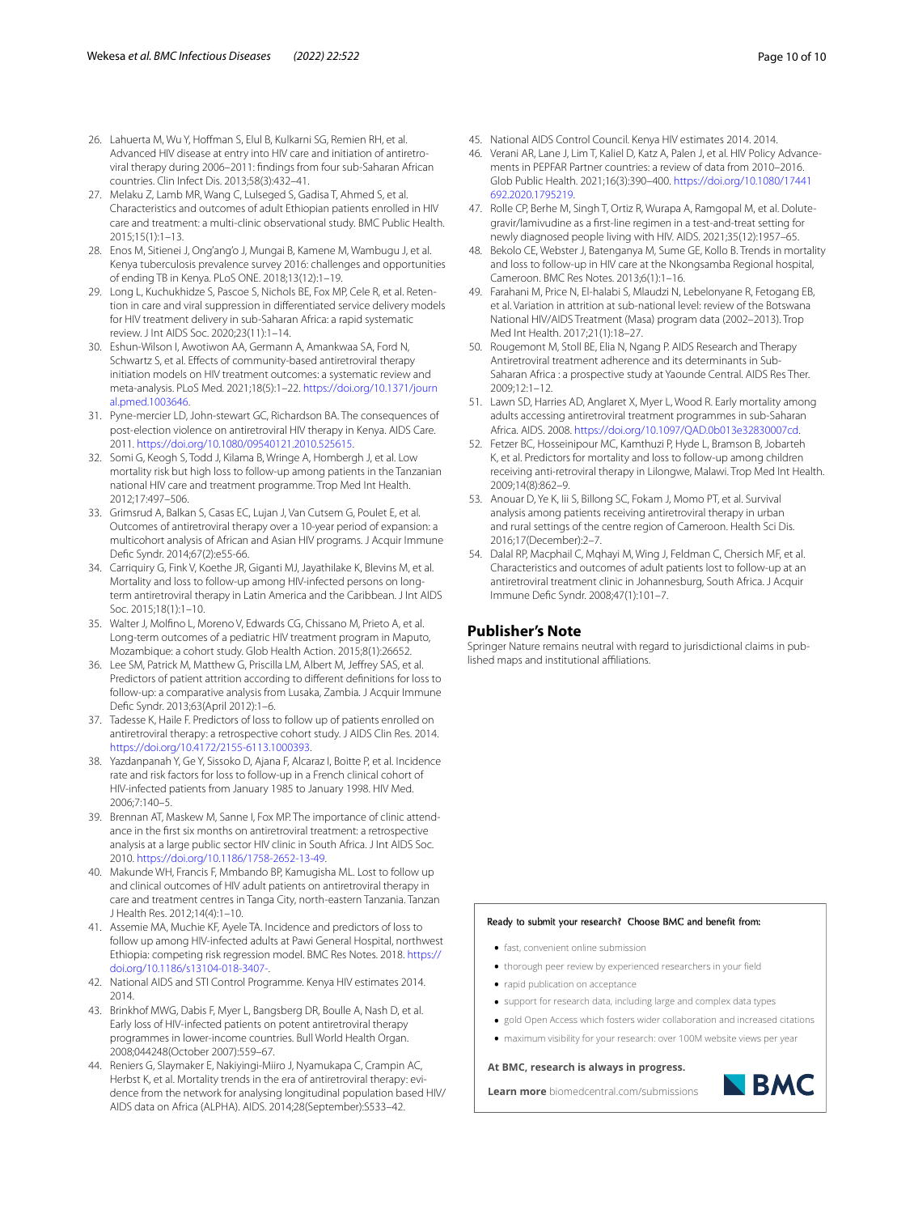26. Lahuerta M, Wu Y, Hoffman S, Elul B, Kulkarni SG, Remien RH, et al. Advanced HIV disease at entry into HIV care and initiation of antiretroviral therapy during 2006–2011: findings from four sub-Saharan African countries. Clin Infect Dis. 2013;58(3):432–41.
27. Melaku Z, Lamb MR, Wang C, Lulseged S, Gadisa T, Ahmed S, et al. Characteristics and outcomes of adult Ethiopian patients enrolled in HIV care and treatment: a multi-clinic observational study. BMC Public Health. 2015;15(1):1–13.
28. Enos M, Sitienei J, Ong'ang'o J, Mungai B, Kamene M, Wambugu J, et al. Kenya tuberculosis prevalence survey 2016: challenges and opportunities of ending TB in Kenya. PLoS ONE. 2018;13(12):1–19.
29. Long L, Kuchukhidze S, Pascoe S, Nichols BE, Fox MP, Cele R, et al. Retention in care and viral suppression in differentiated service delivery models for HIV treatment delivery in sub-Saharan Africa: a rapid systematic review. J Int AIDS Soc. 2020;23(11):1–14.
30. Eshun-Wilson I, Awotiwon AA, Germann A, Amankwaa SA, Ford N, Schwartz S, et al. Effects of community-based antiretroviral therapy initiation models on HIV treatment outcomes: a systematic review and meta-analysis. PLoS Med. 2021;18(5):1–22. https://doi.org/10.1371/journal.pmed.1003646.
31. Pyne-mercier LD, John-stewart GC, Richardson BA. The consequences of post-election violence on antiretroviral HIV therapy in Kenya. AIDS Care. 2011. https://doi.org/10.1080/09540121.2010.525615.
32. Somi G, Keogh S, Todd J, Kilama B, Wringe A, Hombergh J, et al. Low mortality risk but high loss to follow-up among patients in the Tanzanian national HIV care and treatment programme. Trop Med Int Health. 2012;17:497–506.
33. Grimsrud A, Balkan S, Casas EC, Lujan J, Van Cutsem G, Poulet E, et al. Outcomes of antiretroviral therapy over a 10-year period of expansion: a multicohort analysis of African and Asian HIV programs. J Acquir Immune Defic Syndr. 2014;67(2):e55-66.
34. Carriquiry G, Fink V, Koethe JR, Giganti MJ, Jayathilake K, Blevins M, et al. Mortality and loss to follow-up among HIV-infected persons on long-term antiretroviral therapy in Latin America and the Caribbean. J Int AIDS Soc. 2015;18(1):1–10.
35. Walter J, Molfino L, Moreno V, Edwards CG, Chissano M, Prieto A, et al. Long-term outcomes of a pediatric HIV treatment program in Maputo, Mozambique: a cohort study. Glob Health Action. 2015;8(1):26652.
36. Lee SM, Patrick M, Matthew G, Priscilla LM, Albert M, Jeffrey SAS, et al. Predictors of patient attrition according to different definitions for loss to follow-up: a comparative analysis from Lusaka, Zambia. J Acquir Immune Defic Syndr. 2013;63(April 2012):1–6.
37. Tadesse K, Haile F. Predictors of loss to follow up of patients enrolled on antiretroviral therapy: a retrospective cohort study. J AIDS Clin Res. 2014. https://doi.org/10.4172/2155-6113.1000393.
38. Yazdanpanah Y, Ge Y, Sissoko D, Ajana F, Alcaraz I, Boitte P, et al. Incidence rate and risk factors for loss to follow-up in a French clinical cohort of HIV-infected patients from January 1985 to January 1998. HIV Med. 2006;7:140–5.
39. Brennan AT, Maskew M, Sanne I, Fox MP. The importance of clinic attendance in the first six months on antiretroviral treatment: a retrospective analysis at a large public sector HIV clinic in South Africa. J Int AIDS Soc. 2010. https://doi.org/10.1186/1758-2652-13-49.
40. Makunde WH, Francis F, Mmbando BP, Kamugisha ML. Lost to follow up and clinical outcomes of HIV adult patients on antiretroviral therapy in care and treatment centres in Tanga City, north-eastern Tanzania. Tanzan J Health Res. 2012;14(4):1–10.
41. Assemie MA, Muchie KF, Ayele TA. Incidence and predictors of loss to follow up among HIV-infected adults at Pawi General Hospital, northwest Ethiopia: competing risk regression model. BMC Res Notes. 2018. https://doi.org/10.1186/s13104-018-3407-.
42. National AIDS and STI Control Programme. Kenya HIV estimates 2014. 2014.
43. Brinkhof MWG, Dabis F, Myer L, Bangsberg DR, Boulle A, Nash D, et al. Early loss of HIV-infected patients on potent antiretroviral therapy programmes in lower-income countries. Bull World Health Organ. 2008;044248(October 2007):559–67.
44. Reniers G, Slaymaker E, Nakiyingi-Miiro J, Nyamukapa C, Crampin AC, Herbst K, et al. Mortality trends in the era of antiretroviral therapy: evidence from the network for analysing longitudinal population based HIV/AIDS data on Africa (ALPHA). AIDS. 2014;28(September):S533–42.
45. National AIDS Control Council. Kenya HIV estimates 2014. 2014.
46. Verani AR, Lane J, Lim T, Kaliel D, Katz A, Palen J, et al. HIV Policy Advancements in PEPFAR Partner countries: a review of data from 2010–2016. Glob Public Health. 2021;16(3):390–400. https://doi.org/10.1080/17441692.2020.1795219.
47. Rolle CP, Berhe M, Singh T, Ortiz R, Wurapa A, Ramgopal M, et al. Dolutegravir/lamivudine as a first-line regimen in a test-and-treat setting for newly diagnosed people living with HIV. AIDS. 2021;35(12):1957–65.
48. Bekolo CE, Webster J, Batenganya M, Sume GE, Kollo B. Trends in mortality and loss to follow-up in HIV care at the Nkongsamba Regional hospital, Cameroon. BMC Res Notes. 2013;6(1):1–16.
49. Farahani M, Price N, El-halabi S, Mlaudzi N, Lebelonyane R, Fetogang EB, et al. Variation in attrition at sub-national level: review of the Botswana National HIV/AIDS Treatment (Masa) program data (2002–2013). Trop Med Int Health. 2017;21(1):18–27.
50. Rougemont M, Stoll BE, Elia N, Ngang P. AIDS Research and Therapy Antiretroviral treatment adherence and its determinants in Sub-Saharan Africa : a prospective study at Yaounde Central. AIDS Res Ther. 2009;12:1–12.
51. Lawn SD, Harries AD, Anglaret X, Myer L, Wood R. Early mortality among adults accessing antiretroviral treatment programmes in sub-Saharan Africa. AIDS. 2008. https://doi.org/10.1097/QAD.0b013e32830007cd.
52. Fetzer BC, Hosseinipour MC, Kamthuzi P, Hyde L, Bramson B, Jobarteh K, et al. Predictors for mortality and loss to follow-up among children receiving anti-retroviral therapy in Lilongwe, Malawi. Trop Med Int Health. 2009;14(8):862–9.
53. Anouar D, Ye K, Iii S, Billong SC, Fokam J, Momo PT, et al. Survival analysis among patients receiving antiretroviral therapy in urban and rural settings of the centre region of Cameroon. Health Sci Dis. 2016;17(December):2–7.
54. Dalal RP, Macphail C, Mqhayi M, Wing J, Feldman C, Chersich MF, et al. Characteristics and outcomes of adult patients lost to follow-up at an antiretroviral treatment clinic in Johannesburg, South Africa. J Acquir Immune Defic Syndr. 2008;47(1):101–7.

## Publisher's Note

Springer Nature remains neutral with regard to jurisdictional claims in published maps and institutional affiliations.